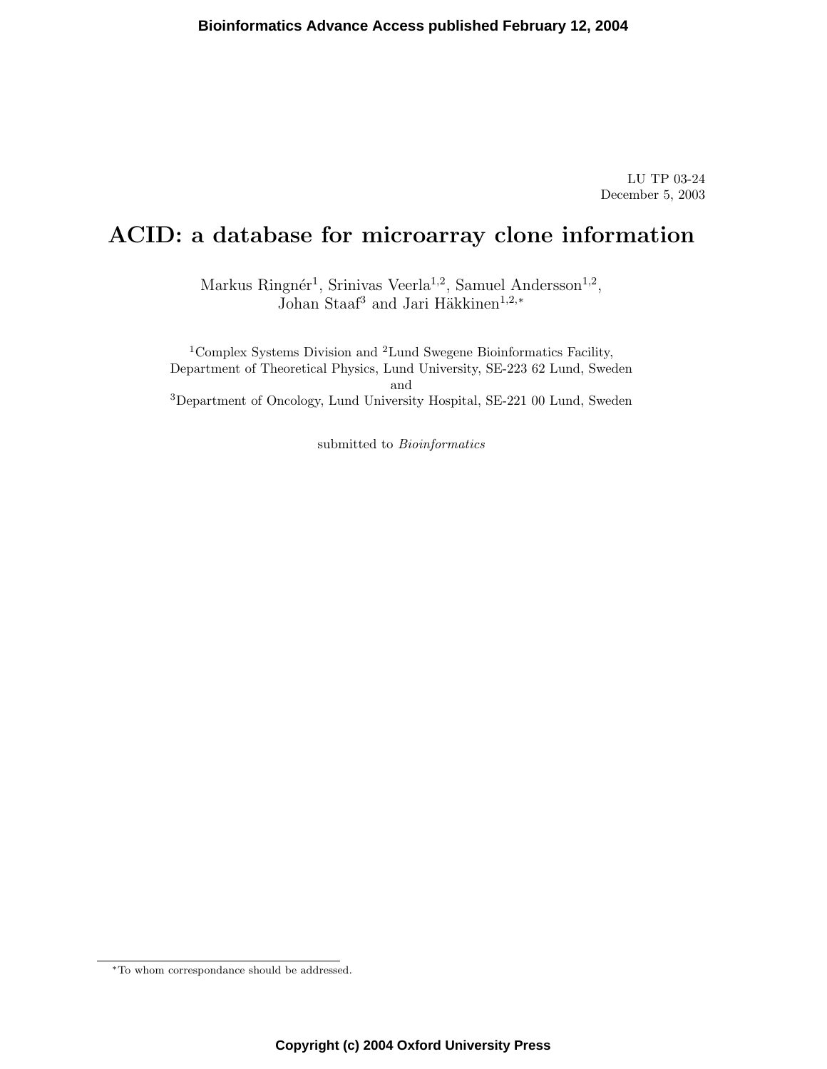LU TP 03-24
December 5, 2003

# ACID: a database for microarray clone information

Markus Ringnér[1], Srinivas Veerla[1,2], Samuel Andersson[1,2], Johan Staaf[3] and Jari Häkkinen[1,2,*]

[1]Complex Systems Division and [2]Lund Swegene Bioinformatics Facility, Department of Theoretical Physics, Lund University, SE-223 62 Lund, Sweden
and
[3]Department of Oncology, Lund University Hospital, SE-221 00 Lund, Sweden

submitted to *Bioinformatics*

[*]To whom correspondance should be addressed.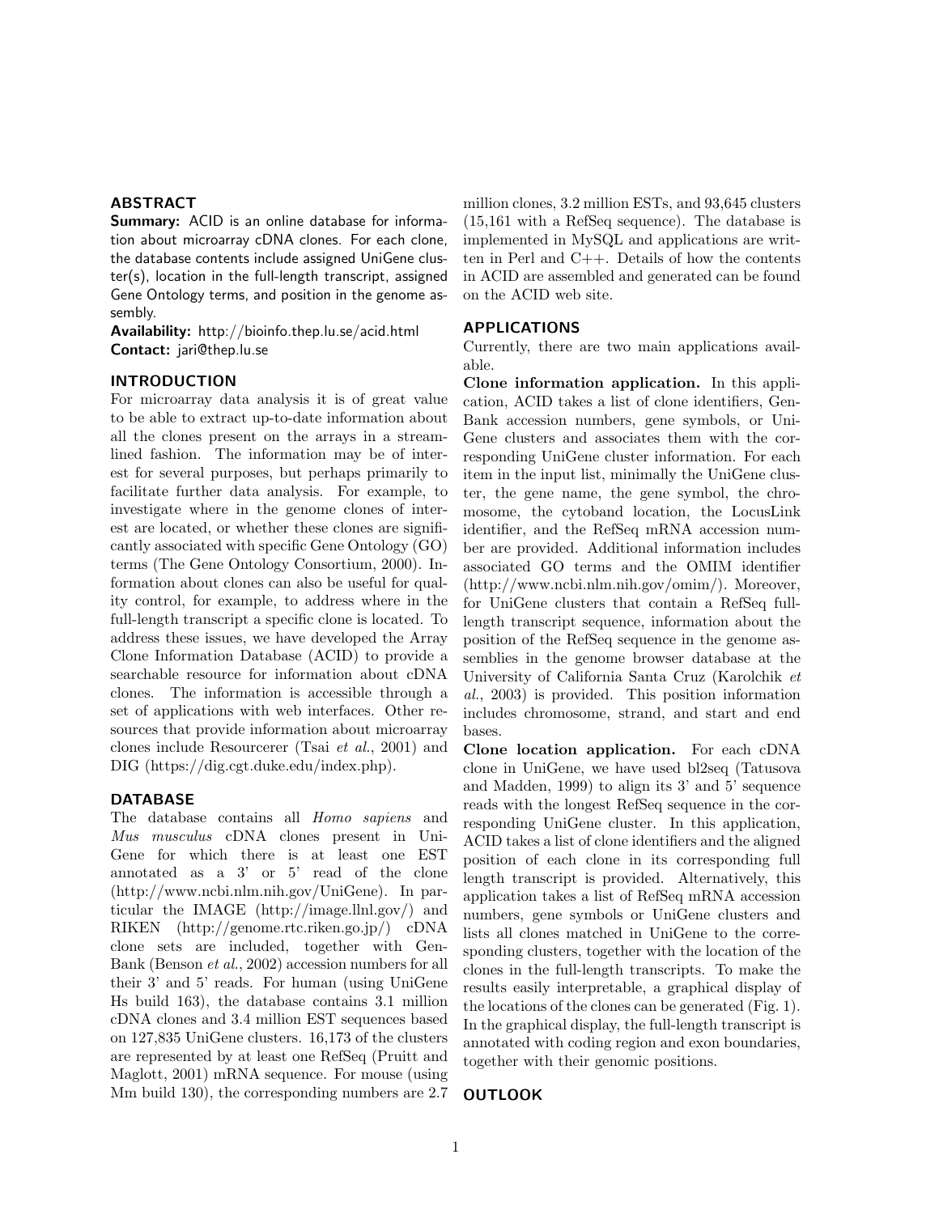## ABSTRACT

**Summary:** ACID is an online database for information about microarray cDNA clones. For each clone, the database contents include assigned UniGene cluster(s), location in the full-length transcript, assigned Gene Ontology terms, and position in the genome assembly.

**Availability:** http://bioinfo.thep.lu.se/acid.html

**Contact:** jari@thep.lu.se

## INTRODUCTION

For microarray data analysis it is of great value to be able to extract up-to-date information about all the clones present on the arrays in a streamlined fashion. The information may be of interest for several purposes, but perhaps primarily to facilitate further data analysis. For example, to investigate where in the genome clones of interest are located, or whether these clones are significantly associated with specific Gene Ontology (GO) terms (The Gene Ontology Consortium, 2000). Information about clones can also be useful for quality control, for example, to address where in the full-length transcript a specific clone is located. To address these issues, we have developed the Array Clone Information Database (ACID) to provide a searchable resource for information about cDNA clones. The information is accessible through a set of applications with web interfaces. Other resources that provide information about microarray clones include Resourcerer (Tsai *et al.*, 2001) and DIG (https://dig.cgt.duke.edu/index.php).

## DATABASE

The database contains all *Homo sapiens* and *Mus musculus* cDNA clones present in UniGene for which there is at least one EST annotated as a 3' or 5' read of the clone (http://www.ncbi.nlm.nih.gov/UniGene). In particular the IMAGE (http://image.llnl.gov/) and RIKEN (http://genome.rtc.riken.go.jp/) cDNA clone sets are included, together with GenBank (Benson *et al.*, 2002) accession numbers for all their 3' and 5' reads. For human (using UniGene Hs build 163), the database contains 3.1 million cDNA clones and 3.4 million EST sequences based on 127,835 UniGene clusters. 16,173 of the clusters are represented by at least one RefSeq (Pruitt and Maglott, 2001) mRNA sequence. For mouse (using Mm build 130), the corresponding numbers are 2.7 million clones, 3.2 million ESTs, and 93,645 clusters (15,161 with a RefSeq sequence). The database is implemented in MySQL and applications are written in Perl and C++. Details of how the contents in ACID are assembled and generated can be found on the ACID web site.

## APPLICATIONS

Currently, there are two main applications available.

**Clone information application.** In this application, ACID takes a list of clone identifiers, GenBank accession numbers, gene symbols, or UniGene clusters and associates them with the corresponding UniGene cluster information. For each item in the input list, minimally the UniGene cluster, the gene name, the gene symbol, the chromosome, the cytoband location, the LocusLink identifier, and the RefSeq mRNA accession number are provided. Additional information includes associated GO terms and the OMIM identifier (http://www.ncbi.nlm.nih.gov/omim/). Moreover, for UniGene clusters that contain a RefSeq full-length transcript sequence, information about the position of the RefSeq sequence in the genome assemblies in the genome browser database at the University of California Santa Cruz (Karolchik *et al.*, 2003) is provided. This position information includes chromosome, strand, and start and end bases.

**Clone location application.** For each cDNA clone in UniGene, we have used bl2seq (Tatusova and Madden, 1999) to align its 3' and 5' sequence reads with the longest RefSeq sequence in the corresponding UniGene cluster. In this application, ACID takes a list of clone identifiers and the aligned position of each clone in its corresponding full length transcript is provided. Alternatively, this application takes a list of RefSeq mRNA accession numbers, gene symbols or UniGene clusters and lists all clones matched in UniGene to the corresponding clusters, together with the location of the clones in the full-length transcripts. To make the results easily interpretable, a graphical display of the locations of the clones can be generated (Fig. 1). In the graphical display, the full-length transcript is annotated with coding region and exon boundaries, together with their genomic positions.

## OUTLOOK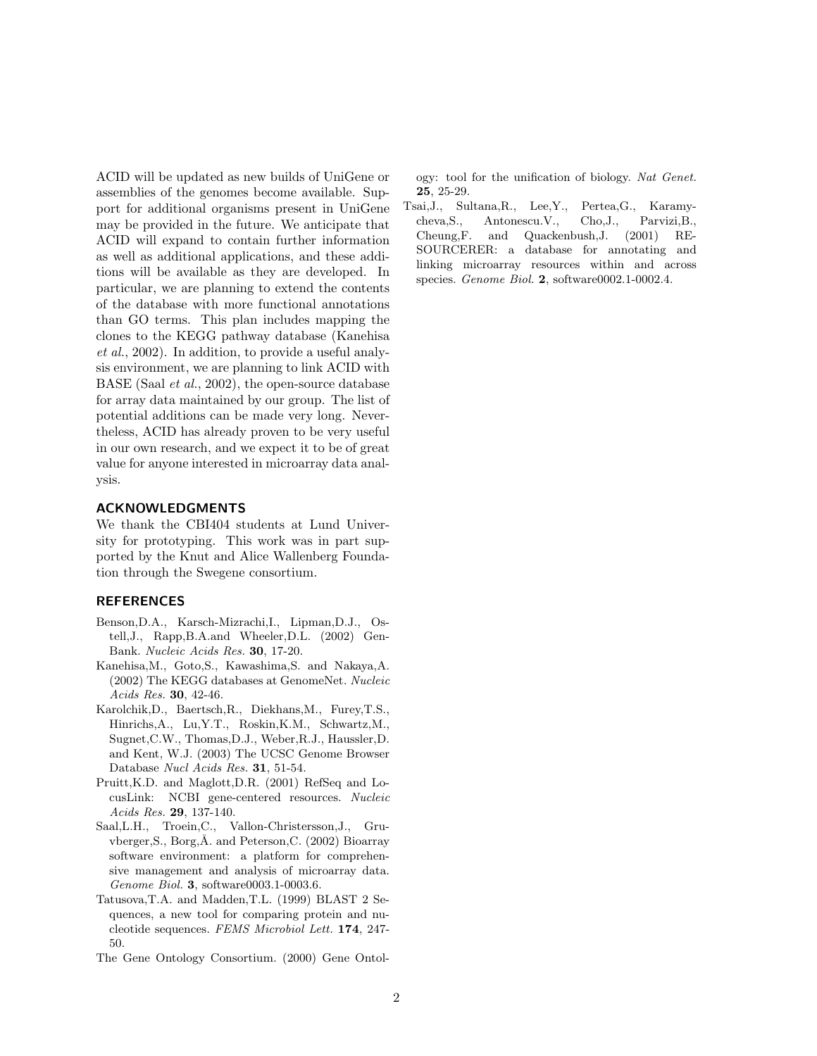ACID will be updated as new builds of UniGene or assemblies of the genomes become available. Support for additional organisms present in UniGene may be provided in the future. We anticipate that ACID will expand to contain further information as well as additional applications, and these additions will be available as they are developed. In particular, we are planning to extend the contents of the database with more functional annotations than GO terms. This plan includes mapping the clones to the KEGG pathway database (Kanehisa *et al.*, 2002). In addition, to provide a useful analysis environment, we are planning to link ACID with BASE (Saal *et al.*, 2002), the open-source database for array data maintained by our group. The list of potential additions can be made very long. Nevertheless, ACID has already proven to be very useful in our own research, and we expect it to be of great value for anyone interested in microarray data analysis.

## ACKNOWLEDGMENTS

We thank the CBI404 students at Lund University for prototyping. This work was in part supported by the Knut and Alice Wallenberg Foundation through the Swegene consortium.

## REFERENCES

Benson,D.A., Karsch-Mizrachi,I., Lipman,D.J., Ostell,J., Rapp,B.A.and Wheeler,D.L. (2002) GenBank. *Nucleic Acids Res.* **30**, 17-20.

Kanehisa,M., Goto,S., Kawashima,S. and Nakaya,A. (2002) The KEGG databases at GenomeNet. *Nucleic Acids Res.* **30**, 42-46.

Karolchik,D., Baertsch,R., Diekhans,M., Furey,T.S., Hinrichs,A., Lu,Y.T., Roskin,K.M., Schwartz,M., Sugnet,C.W., Thomas,D.J., Weber,R.J., Haussler,D. and Kent, W.J. (2003) The UCSC Genome Browser Database *Nucl Acids Res.* **31**, 51-54.

Pruitt,K.D. and Maglott,D.R. (2001) RefSeq and LocusLink: NCBI gene-centered resources. *Nucleic Acids Res.* **29**, 137-140.

Saal,L.H., Troein,C., Vallon-Christersson,J., Gruvberger,S., Borg,Å. and Peterson,C. (2002) Bioarray software environment: a platform for comprehensive management and analysis of microarray data. *Genome Biol.* **3**, software0003.1-0003.6.

Tatusova,T.A. and Madden,T.L. (1999) BLAST 2 Sequences, a new tool for comparing protein and nucleotide sequences. *FEMS Microbiol Lett.* **174**, 247-50.

The Gene Ontology Consortium. (2000) Gene Ontology: tool for the unification of biology. *Nat Genet.* **25**, 25-29.

Tsai,J., Sultana,R., Lee,Y., Pertea,G., Karamycheva,S., Antonescu.V., Cho,J., Parvizi,B., Cheung,F. and Quackenbush,J. (2001) RESOURCERER: a database for annotating and linking microarray resources within and across species. *Genome Biol.* **2**, software0002.1-0002.4.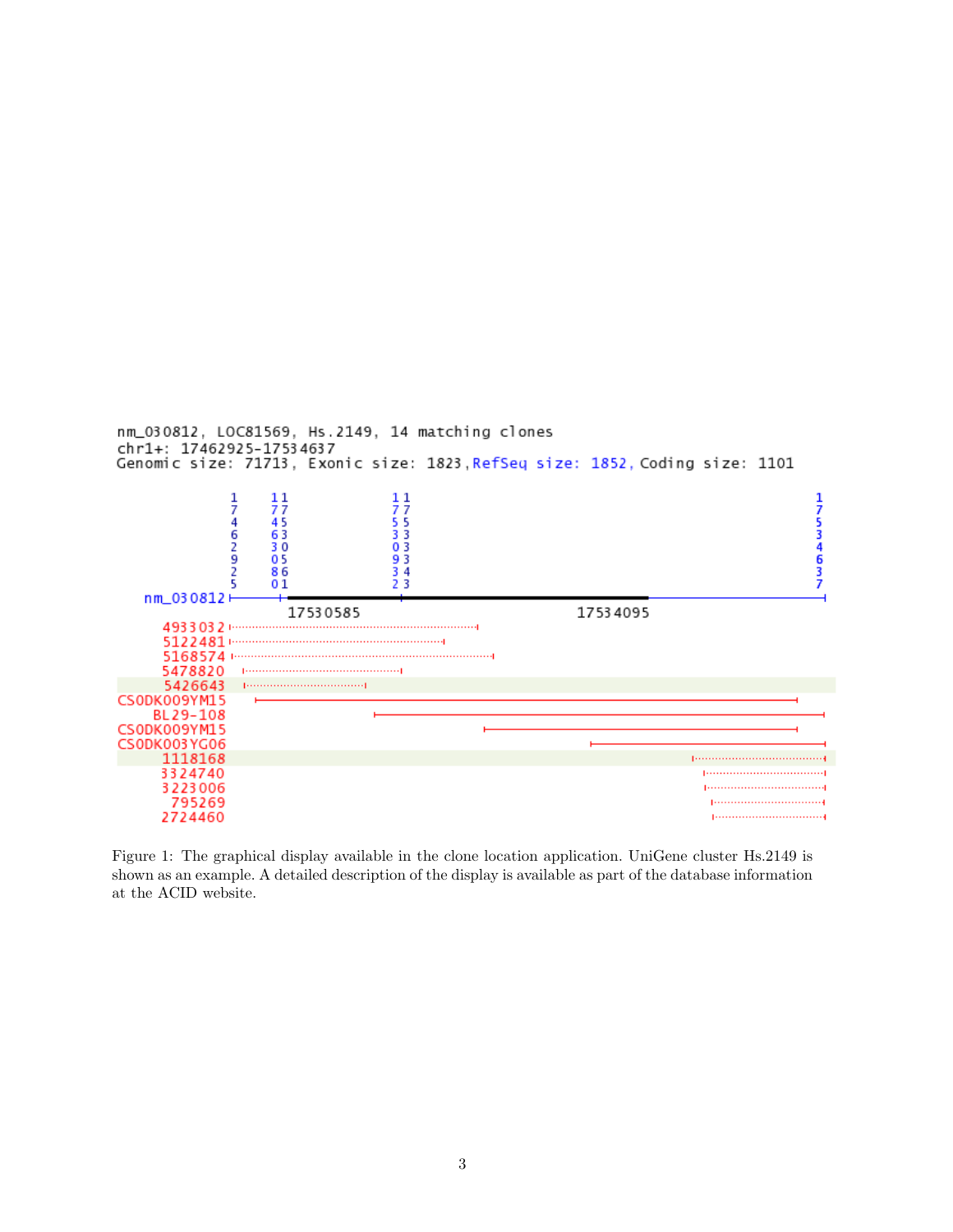nm_030812, LOC81569, Hs.2149, 14 matching clones
chr1+: 17462925-17534637
Genomic size: 71713, Exonic size: 1823, RefSeq size: 1852, Coding size: 1101

17462925
17456300
17735801
17753093
17750343
17534637

nm_030812

17530585
17534095

4933032
5122481
5168574
5478820
5426643
CS0DK009YM15
BL29-108
CS0DK009YM15
CS0DK003YG06
1118168
3324740
3223006
795269
2724460

Figure 1: The graphical display available in the clone location application. UniGene cluster Hs.2149 is shown as an example. A detailed description of the display is available as part of the database information at the ACID website.